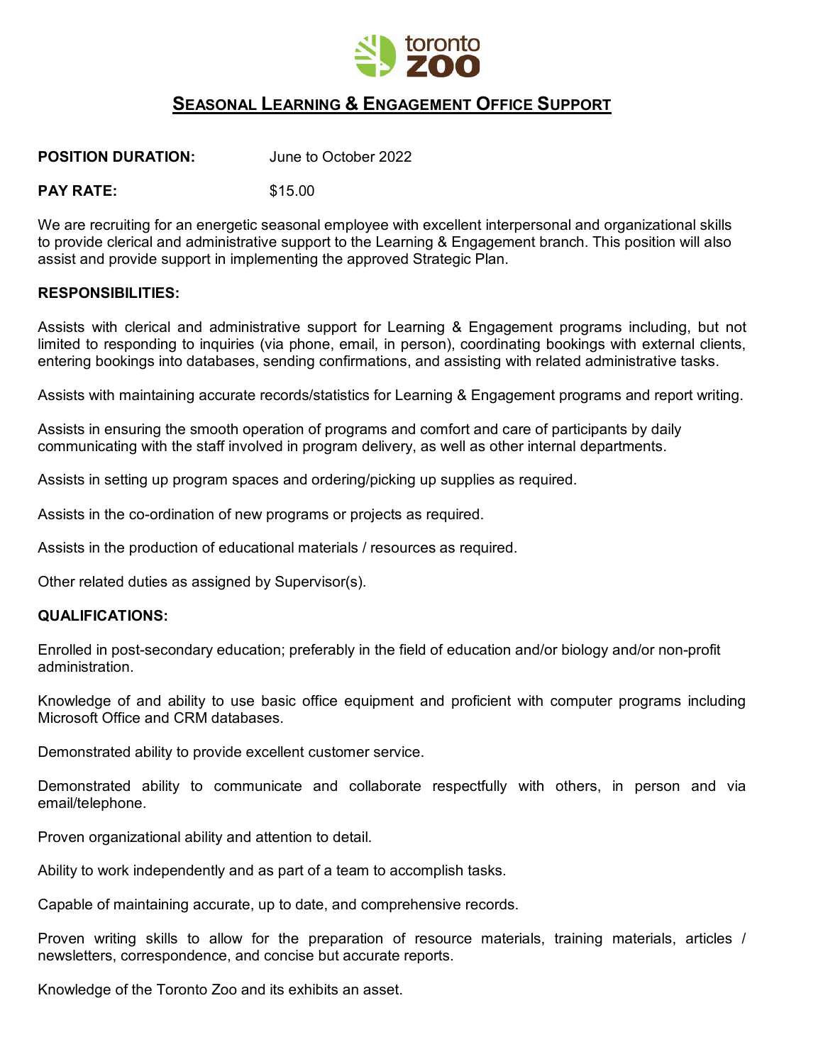# SEASONAL LEARNING & ENGAGEMENT OFFICE SUPPORT

**POSITION DURATION:** June to October 2022

**PAY RATE:** $15.00

We are recruiting for an energetic seasonal employee with excellent interpersonal and organizational skills to provide clerical and administrative support to the Learning & Engagement branch. This position will also assist and provide support in implementing the approved Strategic Plan.

**RESPONSIBILITIES:**

Assists with clerical and administrative support for Learning & Engagement programs including, but not limited to responding to inquiries (via phone, email, in person), coordinating bookings with external clients, entering bookings into databases, sending confirmations, and assisting with related administrative tasks.

Assists with maintaining accurate records/statistics for Learning & Engagement programs and report writing.

Assists in ensuring the smooth operation of programs and comfort and care of participants by daily communicating with the staff involved in program delivery, as well as other internal departments.

Assists in setting up program spaces and ordering/picking up supplies as required.

Assists in the co-ordination of new programs or projects as required.

Assists in the production of educational materials / resources as required.

Other related duties as assigned by Supervisor(s).

**QUALIFICATIONS:**

Enrolled in post-secondary education; preferably in the field of education and/or biology and/or non-profit administration.

Knowledge of and ability to use basic office equipment and proficient with computer programs including Microsoft Office and CRM databases.

Demonstrated ability to provide excellent customer service.

Demonstrated ability to communicate and collaborate respectfully with others, in person and via email/telephone.

Proven organizational ability and attention to detail.

Ability to work independently and as part of a team to accomplish tasks.

Capable of maintaining accurate, up to date, and comprehensive records.

Proven writing skills to allow for the preparation of resource materials, training materials, articles / newsletters, correspondence, and concise but accurate reports.

Knowledge of the Toronto Zoo and its exhibits an asset.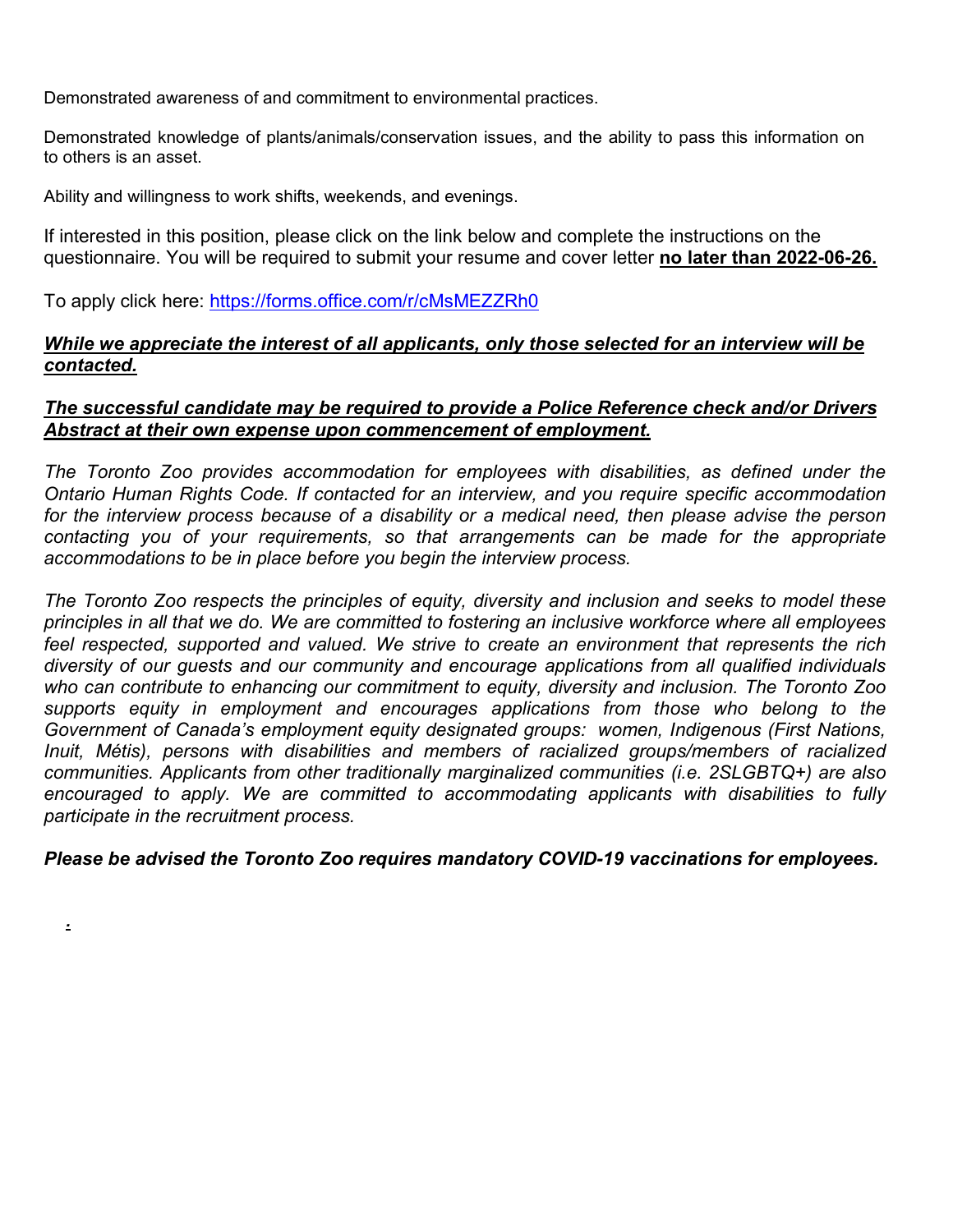Demonstrated awareness of and commitment to environmental practices.

Demonstrated knowledge of plants/animals/conservation issues, and the ability to pass this information on to others is an asset.

Ability and willingness to work shifts, weekends, and evenings.

If interested in this position, please click on the link below and complete the instructions on the questionnaire. You will be required to submit your resume and cover letter **no later than 2022-06-26.**

To apply click here: https://forms.office.com/r/cMsMEZZRh0

***While we appreciate the interest of all applicants, only those selected for an interview will be contacted.***

***The successful candidate may be required to provide a Police Reference check and/or Drivers Abstract at their own expense upon commencement of employment.***

*The Toronto Zoo provides accommodation for employees with disabilities, as defined under the Ontario Human Rights Code. If contacted for an interview, and you require specific accommodation for the interview process because of a disability or a medical need, then please advise the person contacting you of your requirements, so that arrangements can be made for the appropriate accommodations to be in place before you begin the interview process.*

*The Toronto Zoo respects the principles of equity, diversity and inclusion and seeks to model these principles in all that we do. We are committed to fostering an inclusive workforce where all employees feel respected, supported and valued. We strive to create an environment that represents the rich diversity of our guests and our community and encourage applications from all qualified individuals who can contribute to enhancing our commitment to equity, diversity and inclusion. The Toronto Zoo supports equity in employment and encourages applications from those who belong to the Government of Canada's employment equity designated groups: women, Indigenous (First Nations, Inuit, Métis), persons with disabilities and members of racialized groups/members of racialized communities. Applicants from other traditionally marginalized communities (i.e. 2SLGBTQ+) are also encouraged to apply. We are committed to accommodating applicants with disabilities to fully participate in the recruitment process.*

***Please be advised the Toronto Zoo requires mandatory COVID-19 vaccinations for employees.***